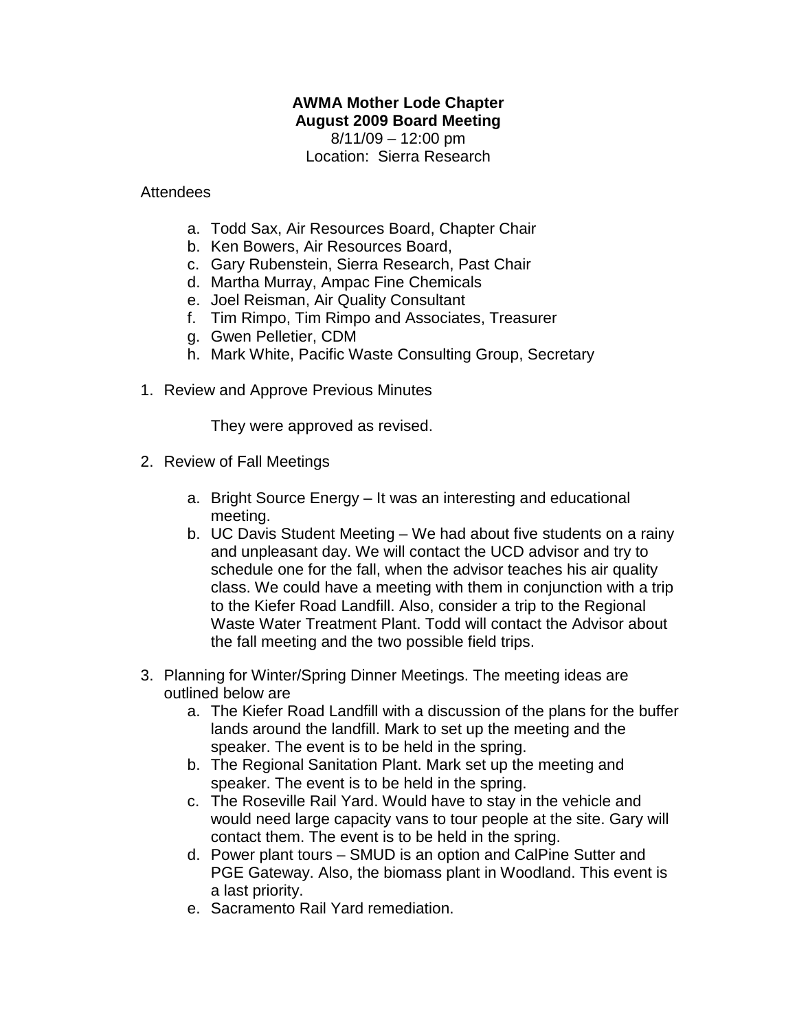**AWMA Mother Lode Chapter**
**August 2009 Board Meeting**
8/11/09 – 12:00 pm
Location: Sierra Research

Attendees

a. Todd Sax, Air Resources Board, Chapter Chair
b. Ken Bowers, Air Resources Board,
c. Gary Rubenstein, Sierra Research, Past Chair
d. Martha Murray, Ampac Fine Chemicals
e. Joel Reisman, Air Quality Consultant
f. Tim Rimpo, Tim Rimpo and Associates, Treasurer
g. Gwen Pelletier, CDM
h. Mark White, Pacific Waste Consulting Group, Secretary

1. Review and Approve Previous Minutes

    They were approved as revised.

2. Review of Fall Meetings

    a. Bright Source Energy – It was an interesting and educational meeting.
    b. UC Davis Student Meeting – We had about five students on a rainy and unpleasant day. We will contact the UCD advisor and try to schedule one for the fall, when the advisor teaches his air quality class. We could have a meeting with them in conjunction with a trip to the Kiefer Road Landfill. Also, consider a trip to the Regional Waste Water Treatment Plant. Todd will contact the Advisor about the fall meeting and the two possible field trips.

3. Planning for Winter/Spring Dinner Meetings. The meeting ideas are outlined below are

    a. The Kiefer Road Landfill with a discussion of the plans for the buffer lands around the landfill. Mark to set up the meeting and the speaker. The event is to be held in the spring.
    b. The Regional Sanitation Plant. Mark set up the meeting and speaker. The event is to be held in the spring.
    c. The Roseville Rail Yard. Would have to stay in the vehicle and would need large capacity vans to tour people at the site. Gary will contact them. The event is to be held in the spring.
    d. Power plant tours – SMUD is an option and CalPine Sutter and PGE Gateway. Also, the biomass plant in Woodland. This event is a last priority.
    e. Sacramento Rail Yard remediation.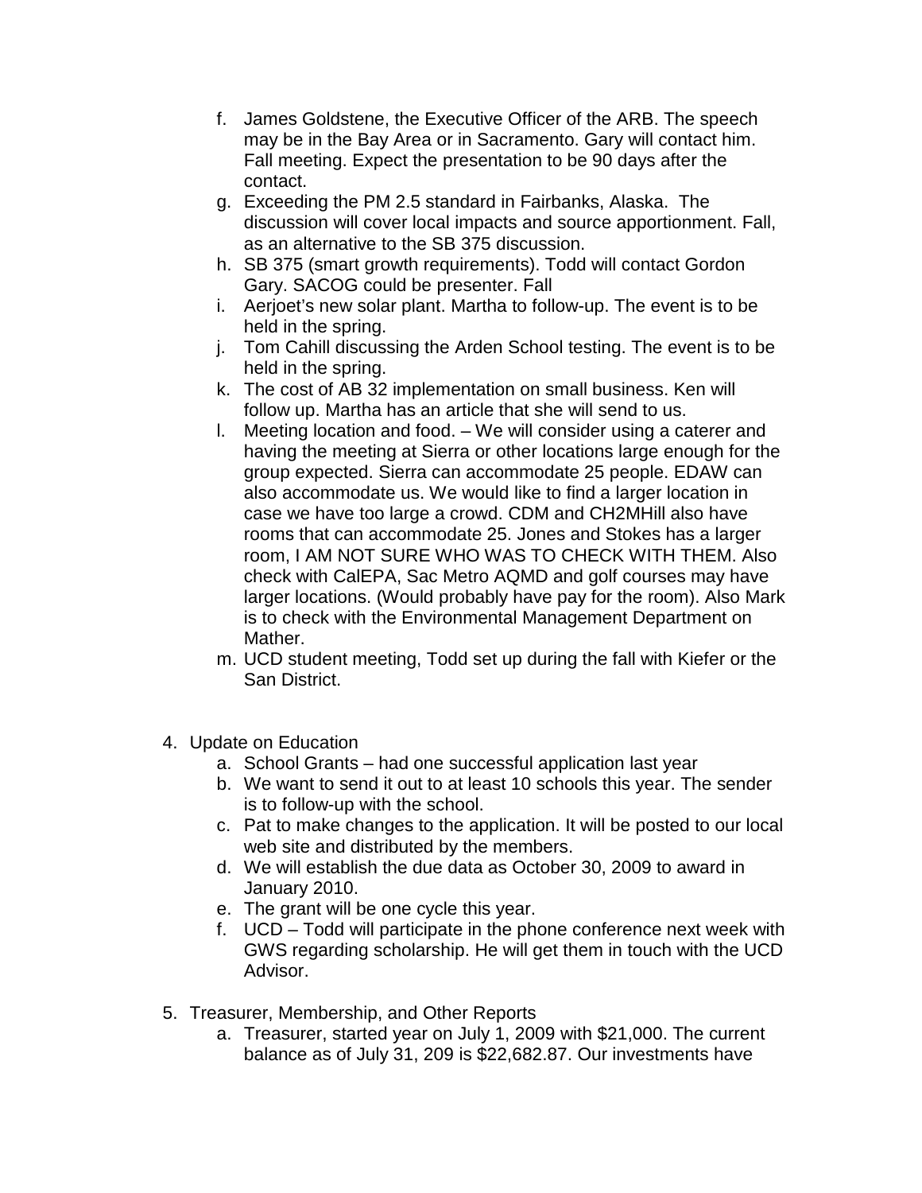f. James Goldstene, the Executive Officer of the ARB. The speech may be in the Bay Area or in Sacramento. Gary will contact him. Fall meeting. Expect the presentation to be 90 days after the contact.
g. Exceeding the PM 2.5 standard in Fairbanks, Alaska. The discussion will cover local impacts and source apportionment. Fall, as an alternative to the SB 375 discussion.
h. SB 375 (smart growth requirements). Todd will contact Gordon Gary. SACOG could be presenter. Fall
i. Aerjoet's new solar plant. Martha to follow-up. The event is to be held in the spring.
j. Tom Cahill discussing the Arden School testing. The event is to be held in the spring.
k. The cost of AB 32 implementation on small business. Ken will follow up. Martha has an article that she will send to us.
l. Meeting location and food. – We will consider using a caterer and having the meeting at Sierra or other locations large enough for the group expected. Sierra can accommodate 25 people. EDAW can also accommodate us. We would like to find a larger location in case we have too large a crowd. CDM and CH2MHill also have rooms that can accommodate 25. Jones and Stokes has a larger room, I AM NOT SURE WHO WAS TO CHECK WITH THEM. Also check with CalEPA, Sac Metro AQMD and golf courses may have larger locations. (Would probably have pay for the room). Also Mark is to check with the Environmental Management Department on Mather.
m. UCD student meeting, Todd set up during the fall with Kiefer or the San District.

4. Update on Education
   a. School Grants – had one successful application last year
   b. We want to send it out to at least 10 schools this year. The sender is to follow-up with the school.
   c. Pat to make changes to the application. It will be posted to our local web site and distributed by the members.
   d. We will establish the due data as October 30, 2009 to award in January 2010.
   e. The grant will be one cycle this year.
   f. UCD – Todd will participate in the phone conference next week with GWS regarding scholarship. He will get them in touch with the UCD Advisor.

5. Treasurer, Membership, and Other Reports
   a. Treasurer, started year on July 1, 2009 with $21,000. The current balance as of July 31, 209 is $22,682.87. Our investments have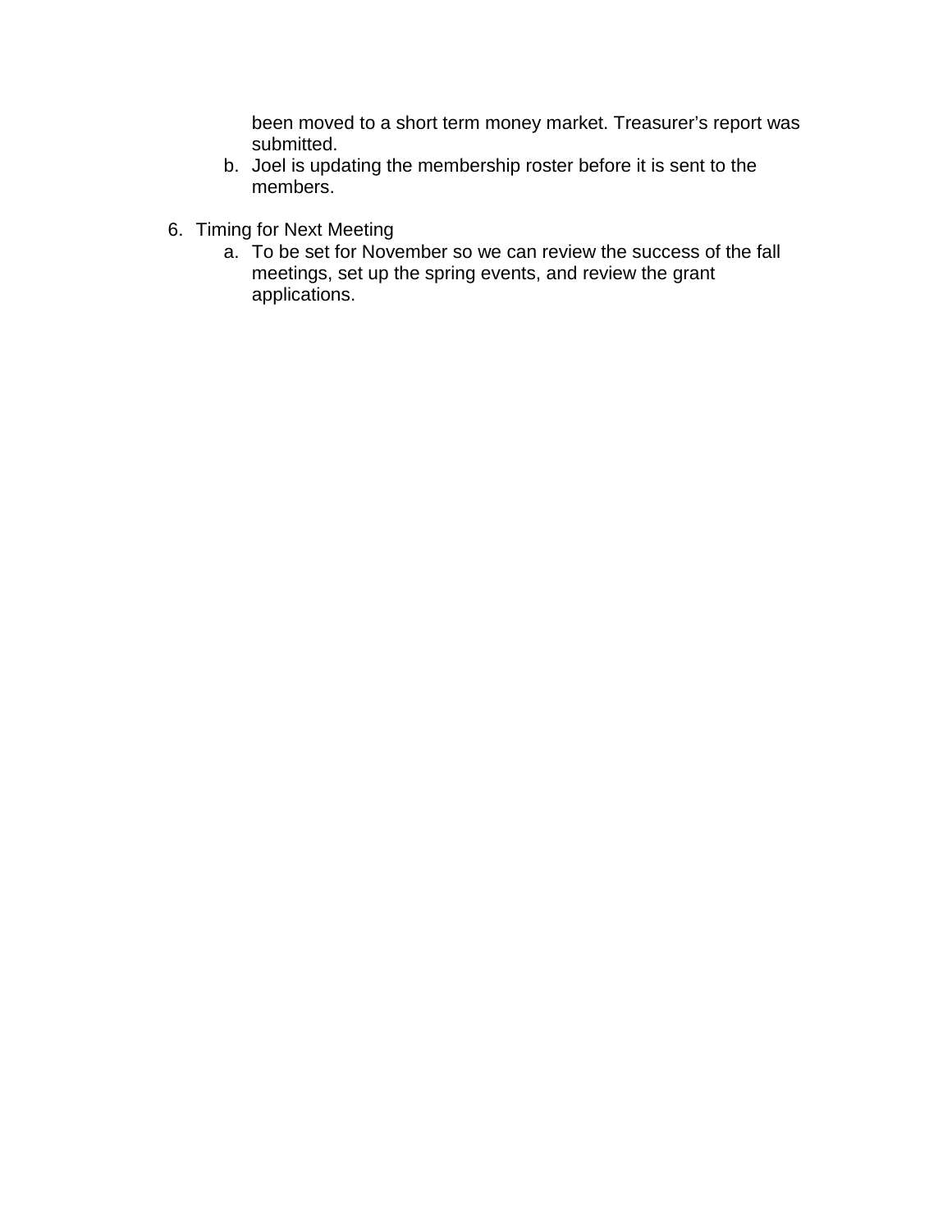been moved to a short term money market. Treasurer's report was submitted.

b. Joel is updating the membership roster before it is sent to the members.

6. Timing for Next Meeting
    a. To be set for November so we can review the success of the fall meetings, set up the spring events, and review the grant applications.